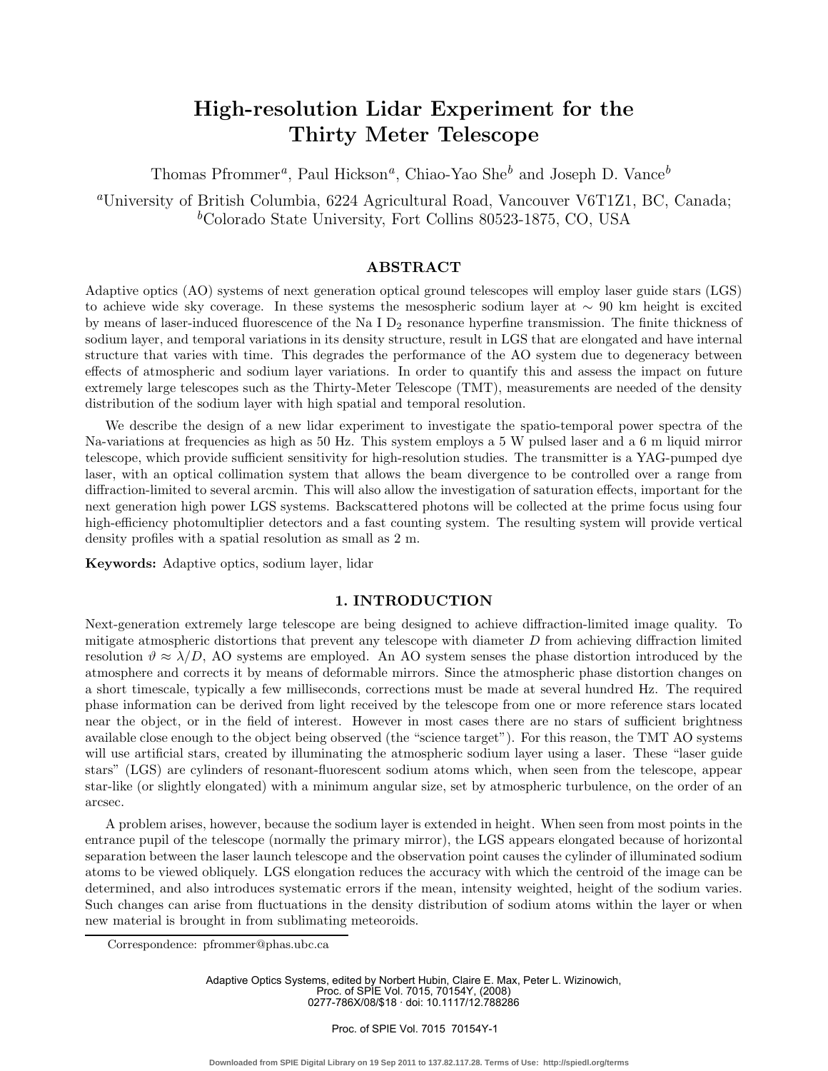# High-resolution Lidar Experiment for the Thirty Meter Telescope

Thomas Pfrommer[a], Paul Hickson[a], Chiao-Yao She[b] and Joseph D. Vance[b]

[a]University of British Columbia, 6224 Agricultural Road, Vancouver V6T1Z1, BC, Canada;
[b]Colorado State University, Fort Collins 80523-1875, CO, USA

## ABSTRACT

Adaptive optics (AO) systems of next generation optical ground telescopes will employ laser guide stars (LGS) to achieve wide sky coverage. In these systems the mesospheric sodium layer at $\sim$ 90 km height is excited by means of laser-induced fluorescence of the Na I $D_2$ resonance hyperfine transmission. The finite thickness of sodium layer, and temporal variations in its density structure, result in LGS that are elongated and have internal structure that varies with time. This degrades the performance of the AO system due to degeneracy between effects of atmospheric and sodium layer variations. In order to quantify this and assess the impact on future extremely large telescopes such as the Thirty-Meter Telescope (TMT), measurements are needed of the density distribution of the sodium layer with high spatial and temporal resolution.

We describe the design of a new lidar experiment to investigate the spatio-temporal power spectra of the Na-variations at frequencies as high as 50 Hz. This system employs a 5 W pulsed laser and a 6 m liquid mirror telescope, which provide sufficient sensitivity for high-resolution studies. The transmitter is a YAG-pumped dye laser, with an optical collimation system that allows the beam divergence to be controlled over a range from diffraction-limited to several arcmin. This will also allow the investigation of saturation effects, important for the next generation high power LGS systems. Backscattered photons will be collected at the prime focus using four high-efficiency photomultiplier detectors and a fast counting system. The resulting system will provide vertical density profiles with a spatial resolution as small as 2 m.

**Keywords:** Adaptive optics, sodium layer, lidar

## 1. INTRODUCTION

Next-generation extremely large telescope are being designed to achieve diffraction-limited image quality. To mitigate atmospheric distortions that prevent any telescope with diameter $D$ from achieving diffraction limited resolution $\vartheta \approx \lambda/D$, AO systems are employed. An AO system senses the phase distortion introduced by the atmosphere and corrects it by means of deformable mirrors. Since the atmospheric phase distortion changes on a short timescale, typically a few milliseconds, corrections must be made at several hundred Hz. The required phase information can be derived from light received by the telescope from one or more reference stars located near the object, or in the field of interest. However in most cases there are no stars of sufficient brightness available close enough to the object being observed (the "science target"). For this reason, the TMT AO systems will use artificial stars, created by illuminating the atmospheric sodium layer using a laser. These "laser guide stars" (LGS) are cylinders of resonant-fluorescent sodium atoms which, when seen from the telescope, appear star-like (or slightly elongated) with a minimum angular size, set by atmospheric turbulence, on the order of an arcsec.

A problem arises, however, because the sodium layer is extended in height. When seen from most points in the entrance pupil of the telescope (normally the primary mirror), the LGS appears elongated because of horizontal separation between the laser launch telescope and the observation point causes the cylinder of illuminated sodium atoms to be viewed obliquely. LGS elongation reduces the accuracy with which the centroid of the image can be determined, and also introduces systematic errors if the mean, intensity weighted, height of the sodium varies. Such changes can arise from fluctuations in the density distribution of sodium atoms within the layer or when new material is brought in from sublimating meteoroids.

Correspondence: pfrommer@phas.ubc.ca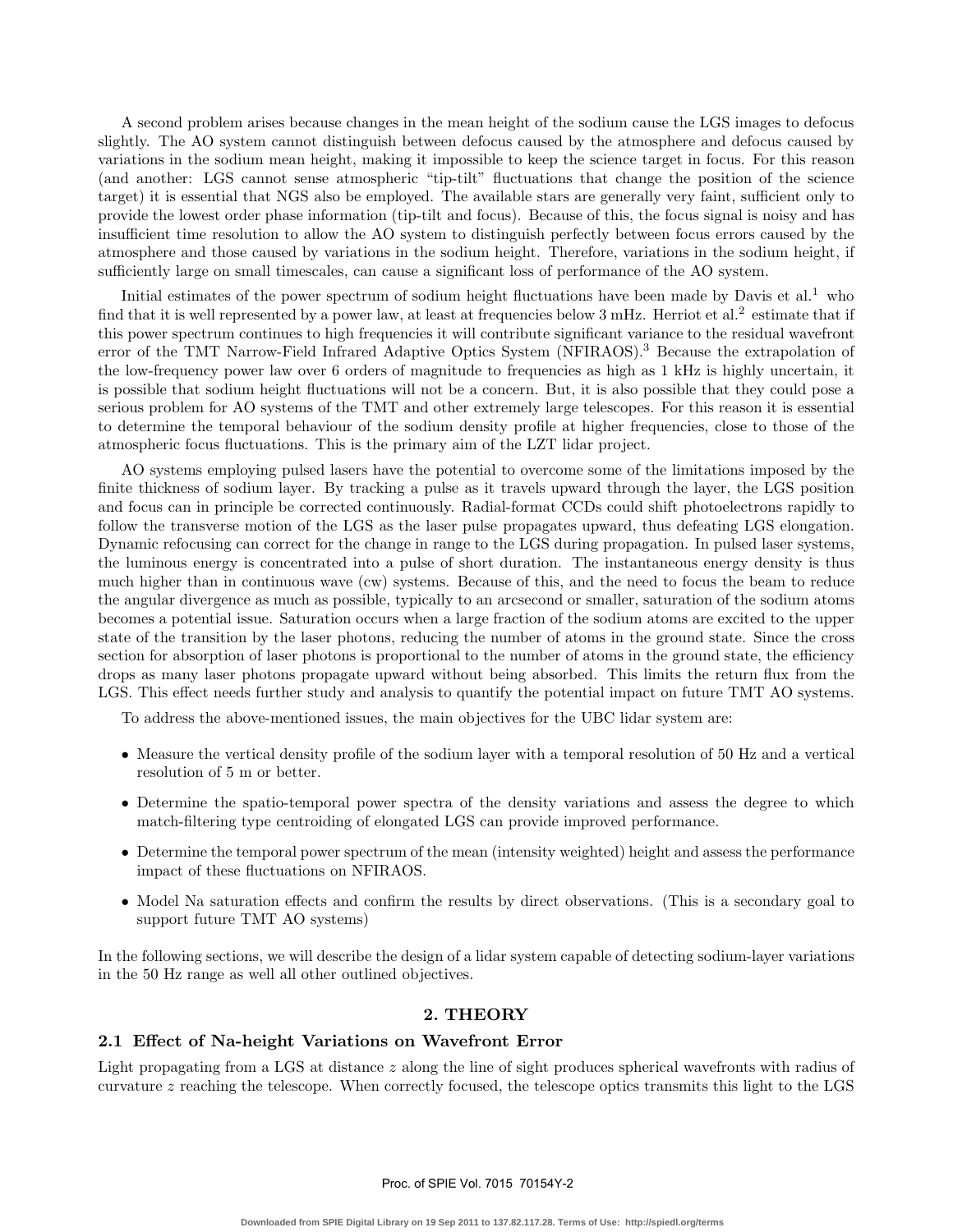A second problem arises because changes in the mean height of the sodium cause the LGS images to defocus slightly. The AO system cannot distinguish between defocus caused by the atmosphere and defocus caused by variations in the sodium mean height, making it impossible to keep the science target in focus. For this reason (and another: LGS cannot sense atmospheric "tip-tilt" fluctuations that change the position of the science target) it is essential that NGS also be employed. The available stars are generally very faint, sufficient only to provide the lowest order phase information (tip-tilt and focus). Because of this, the focus signal is noisy and has insufficient time resolution to allow the AO system to distinguish perfectly between focus errors caused by the atmosphere and those caused by variations in the sodium height. Therefore, variations in the sodium height, if sufficiently large on small timescales, can cause a significant loss of performance of the AO system.

Initial estimates of the power spectrum of sodium height fluctuations have been made by Davis et al.[1] who find that it is well represented by a power law, at least at frequencies below 3 mHz. Herriot et al.[2] estimate that if this power spectrum continues to high frequencies it will contribute significant variance to the residual wavefront error of the TMT Narrow-Field Infrared Adaptive Optics System (NFIRAOS).[3] Because the extrapolation of the low-frequency power law over 6 orders of magnitude to frequencies as high as 1 kHz is highly uncertain, it is possible that sodium height fluctuations will not be a concern. But, it is also possible that they could pose a serious problem for AO systems of the TMT and other extremely large telescopes. For this reason it is essential to determine the temporal behaviour of the sodium density profile at higher frequencies, close to those of the atmospheric focus fluctuations. This is the primary aim of the LZT lidar project.

AO systems employing pulsed lasers have the potential to overcome some of the limitations imposed by the finite thickness of sodium layer. By tracking a pulse as it travels upward through the layer, the LGS position and focus can in principle be corrected continuously. Radial-format CCDs could shift photoelectrons rapidly to follow the transverse motion of the LGS as the laser pulse propagates upward, thus defeating LGS elongation. Dynamic refocusing can correct for the change in range to the LGS during propagation. In pulsed laser systems, the luminous energy is concentrated into a pulse of short duration. The instantaneous energy density is thus much higher than in continuous wave (cw) systems. Because of this, and the need to focus the beam to reduce the angular divergence as much as possible, typically to an arcsecond or smaller, saturation of the sodium atoms becomes a potential issue. Saturation occurs when a large fraction of the sodium atoms are excited to the upper state of the transition by the laser photons, reducing the number of atoms in the ground state. Since the cross section for absorption of laser photons is proportional to the number of atoms in the ground state, the efficiency drops as many laser photons propagate upward without being absorbed. This limits the return flux from the LGS. This effect needs further study and analysis to quantify the potential impact on future TMT AO systems.

To address the above-mentioned issues, the main objectives for the UBC lidar system are:

- Measure the vertical density profile of the sodium layer with a temporal resolution of 50 Hz and a vertical resolution of 5 m or better.
- Determine the spatio-temporal power spectra of the density variations and assess the degree to which match-filtering type centroiding of elongated LGS can provide improved performance.
- Determine the temporal power spectrum of the mean (intensity weighted) height and assess the performance impact of these fluctuations on NFIRAOS.
- Model Na saturation effects and confirm the results by direct observations. (This is a secondary goal to support future TMT AO systems)

In the following sections, we will describe the design of a lidar system capable of detecting sodium-layer variations in the 50 Hz range as well all other outlined objectives.

## 2. THEORY

### 2.1 Effect of Na-height Variations on Wavefront Error

Light propagating from a LGS at distance $z$ along the line of sight produces spherical wavefronts with radius of curvature $z$ reaching the telescope. When correctly focused, the telescope optics transmits this light to the LGS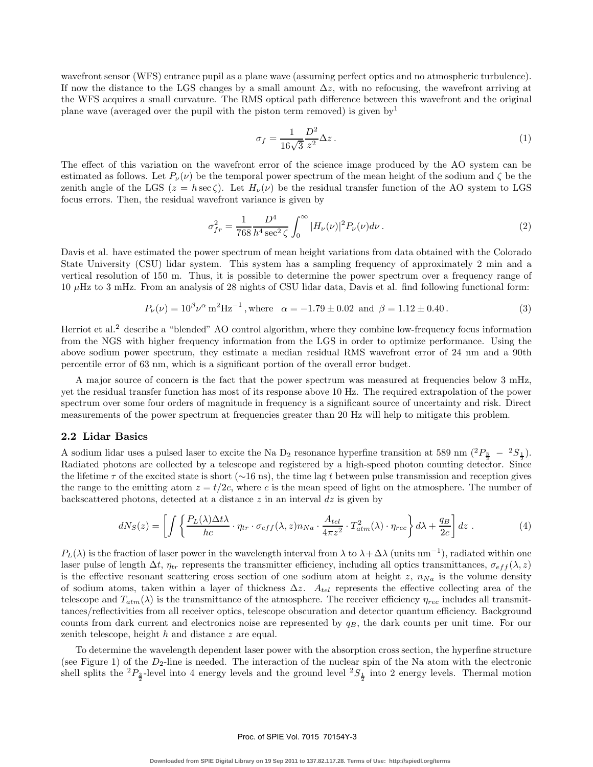wavefront sensor (WFS) entrance pupil as a plane wave (assuming perfect optics and no atmospheric turbulence). If now the distance to the LGS changes by a small amount $\Delta z$, with no refocusing, the wavefront arriving at the WFS acquires a small curvature. The RMS optical path difference between this wavefront and the original plane wave (averaged over the pupil with the piston term removed) is given by[1]

$$\sigma_f = \frac{1}{16\sqrt{3}} \frac{D^2}{z^2} \Delta z \,. \tag{1}$$

The effect of this variation on the wavefront error of the science image produced by the AO system can be estimated as follows. Let $P_\nu(\nu)$ be the temporal power spectrum of the mean height of the sodium and $\zeta$ be the zenith angle of the LGS ($z = h \sec \zeta$). Let $H_\nu(\nu)$ be the residual transfer function of the AO system to LGS focus errors. Then, the residual wavefront variance is given by

$$\sigma_{fr}^2 = \frac{1}{768} \frac{D^4}{h^4 \sec^2 \zeta} \int_0^\infty |H_\nu(\nu)|^2 P_\nu(\nu) d\nu \,. \tag{2}$$

Davis et al. have estimated the power spectrum of mean height variations from data obtained with the Colorado State University (CSU) lidar system. This system has a sampling frequency of approximately 2 min and a vertical resolution of 150 m. Thus, it is possible to determine the power spectrum over a frequency range of 10 $\mu$Hz to 3 mHz. From an analysis of 28 nights of CSU lidar data, Davis et al. find following functional form:

$$P_\nu(\nu) = 10^\beta \nu^\alpha \,\mathrm{m^2 Hz^{-1}} \,, \text{where} \quad \alpha = -1.79 \pm 0.02 \text{ and } \beta = 1.12 \pm 0.40 \,. \tag{3}$$

Herriot et al.[2] describe a "blended" AO control algorithm, where they combine low-frequency focus information from the NGS with higher frequency information from the LGS in order to optimize performance. Using the above sodium power spectrum, they estimate a median residual RMS wavefront error of 24 nm and a 90th percentile error of 63 nm, which is a significant portion of the overall error budget.

A major source of concern is the fact that the power spectrum was measured at frequencies below 3 mHz, yet the residual transfer function has most of its response above 10 Hz. The required extrapolation of the power spectrum over some four orders of magnitude in frequency is a significant source of uncertainty and risk. Direct measurements of the power spectrum at frequencies greater than 20 Hz will help to mitigate this problem.

### 2.2 Lidar Basics

A sodium lidar uses a pulsed laser to excite the Na $D_2$ resonance hyperfine transition at 589 nm ($^2P_{\frac{3}{2}} - {}^2S_{\frac{1}{2}}$). Radiated photons are collected by a telescope and registered by a high-speed photon counting detector. Since the lifetime $\tau$ of the excited state is short ($\sim$16 ns), the time lag $t$ between pulse transmission and reception gives the range to the emitting atom $z = t/2c$, where $c$ is the mean speed of light on the atmosphere. The number of backscattered photons, detected at a distance $z$ in an interval $dz$ is given by

$$dN_S(z) = \left[ \int \left\{ \frac{P_L(\lambda)\Delta t \lambda}{hc} \cdot \eta_{tr} \cdot \sigma_{eff}(\lambda, z) n_{Na} \cdot \frac{A_{tel}}{4\pi z^2} \cdot T_{atm}^2(\lambda) \cdot \eta_{rec} \right\} d\lambda + \frac{q_B}{2c} \right] dz \,. \tag{4}$$

$P_L(\lambda)$ is the fraction of laser power in the wavelength interval from $\lambda$ to $\lambda + \Delta\lambda$ (units nm$^{-1}$), radiated within one laser pulse of length $\Delta t$, $\eta_{tr}$ represents the transmitter efficiency, including all optics transmittances, $\sigma_{eff}(\lambda, z)$ is the effective resonant scattering cross section of one sodium atom at height $z$, $n_{Na}$ is the volume density of sodium atoms, taken within a layer of thickness $\Delta z$. $A_{tel}$ represents the effective collecting area of the telescope and $T_{atm}(\lambda)$ is the transmittance of the atmosphere. The receiver efficiency $\eta_{rec}$ includes all transmittances/reflectivities from all receiver optics, telescope obscuration and detector quantum efficiency. Background counts from dark current and electronics noise are represented by $q_B$, the dark counts per unit time. For our zenith telescope, height $h$ and distance $z$ are equal.

To determine the wavelength dependent laser power with the absorption cross section, the hyperfine structure (see Figure 1) of the $D_2$-line is needed. The interaction of the nuclear spin of the Na atom with the electronic shell splits the $^2P_{\frac{3}{2}}$-level into 4 energy levels and the ground level $^2S_{\frac{1}{2}}$ into 2 energy levels. Thermal motion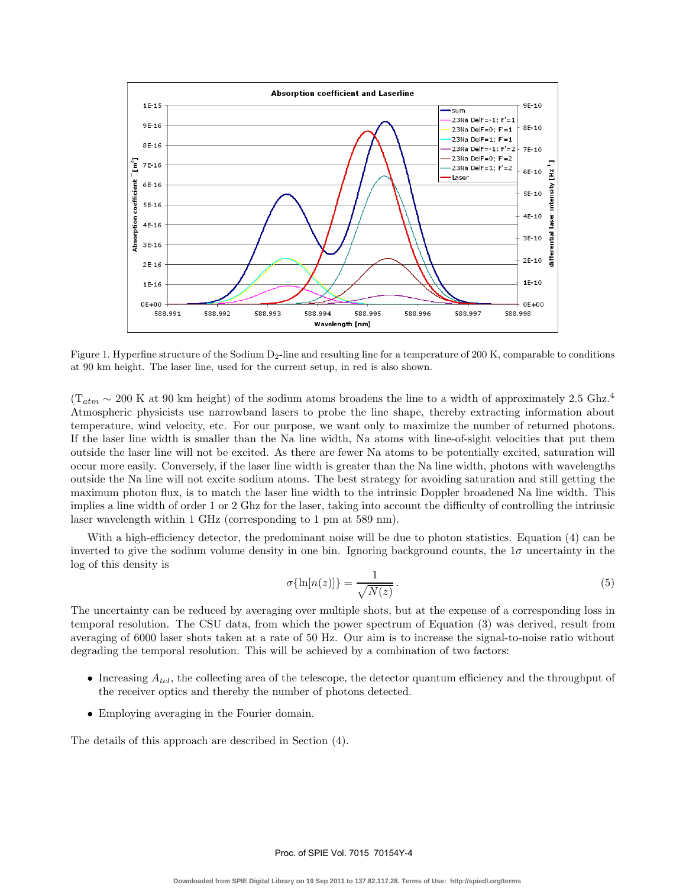Figure 1. Hyperfine structure of the Sodium $D_2$-line and resulting line for a temperature of 200 K, comparable to conditions at 90 km height. The laser line, used for the current setup, in red is also shown.

($T_{atm} \sim 200$ K at 90 km height) of the sodium atoms broadens the line to a width of approximately 2.5 Ghz.[4] Atmospheric physicists use narrowband lasers to probe the line shape, thereby extracting information about temperature, wind velocity, etc. For our purpose, we want only to maximize the number of returned photons. If the laser line width is smaller than the Na line width, Na atoms with line-of-sight velocities that put them outside the laser line will not be excited. As there are fewer Na atoms to be potentially excited, saturation will occur more easily. Conversely, if the laser line width is greater than the Na line width, photons with wavelengths outside the Na line will not excite sodium atoms. The best strategy for avoiding saturation and still getting the maximum photon flux, is to match the laser line width to the intrinsic Doppler broadened Na line width. This implies a line width of order 1 or 2 Ghz for the laser, taking into account the difficulty of controlling the intrinsic laser wavelength within 1 GHz (corresponding to 1 pm at 589 nm).

With a high-efficiency detector, the predominant noise will be due to photon statistics. Equation (4) can be inverted to give the sodium volume density in one bin. Ignoring background counts, the $1\sigma$ uncertainty in the log of this density is

$$\sigma\{\ln[n(z)]\} = \frac{1}{\sqrt{N(z)}}. \tag{5}$$

The uncertainty can be reduced by averaging over multiple shots, but at the expense of a corresponding loss in temporal resolution. The CSU data, from which the power spectrum of Equation (3) was derived, result from averaging of 6000 laser shots taken at a rate of 50 Hz. Our aim is to increase the signal-to-noise ratio without degrading the temporal resolution. This will be achieved by a combination of two factors:

- Increasing $A_{tel}$, the collecting area of the telescope, the detector quantum efficiency and the throughput of the receiver optics and thereby the number of photons detected.
- Employing averaging in the Fourier domain.

The details of this approach are described in Section (4).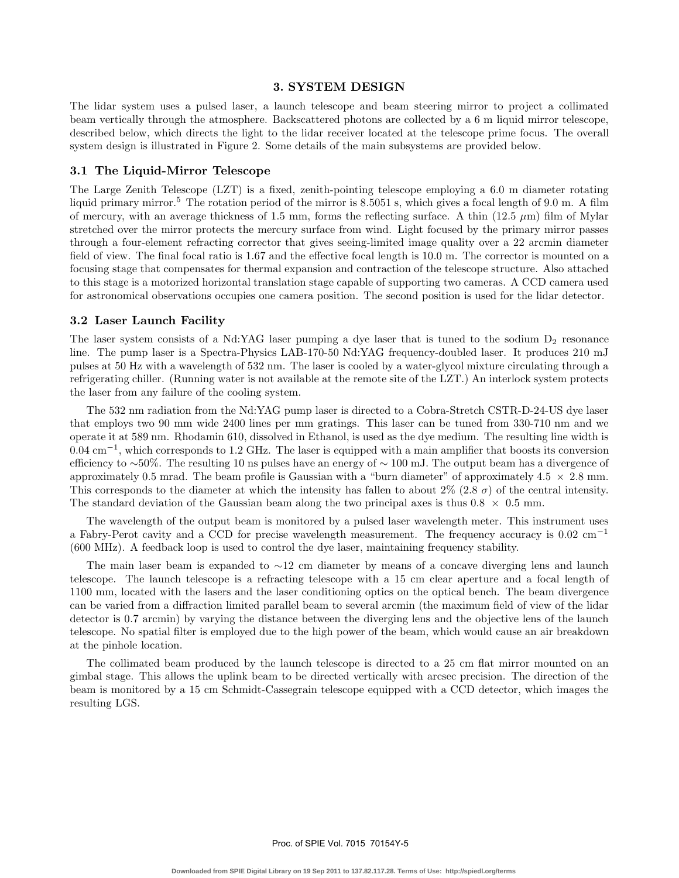## 3. SYSTEM DESIGN

The lidar system uses a pulsed laser, a launch telescope and beam steering mirror to project a collimated beam vertically through the atmosphere. Backscattered photons are collected by a 6 m liquid mirror telescope, described below, which directs the light to the lidar receiver located at the telescope prime focus. The overall system design is illustrated in Figure 2. Some details of the main subsystems are provided below.

### 3.1 The Liquid-Mirror Telescope

The Large Zenith Telescope (LZT) is a fixed, zenith-pointing telescope employing a 6.0 m diameter rotating liquid primary mirror.[5] The rotation period of the mirror is 8.5051 s, which gives a focal length of 9.0 m. A film of mercury, with an average thickness of 1.5 mm, forms the reflecting surface. A thin (12.5 $\mu$m) film of Mylar stretched over the mirror protects the mercury surface from wind. Light focused by the primary mirror passes through a four-element refracting corrector that gives seeing-limited image quality over a 22 arcmin diameter field of view. The final focal ratio is 1.67 and the effective focal length is 10.0 m. The corrector is mounted on a focusing stage that compensates for thermal expansion and contraction of the telescope structure. Also attached to this stage is a motorized horizontal translation stage capable of supporting two cameras. A CCD camera used for astronomical observations occupies one camera position. The second position is used for the lidar detector.

### 3.2 Laser Launch Facility

The laser system consists of a Nd:YAG laser pumping a dye laser that is tuned to the sodium $D_2$ resonance line. The pump laser is a Spectra-Physics LAB-170-50 Nd:YAG frequency-doubled laser. It produces 210 mJ pulses at 50 Hz with a wavelength of 532 nm. The laser is cooled by a water-glycol mixture circulating through a refrigerating chiller. (Running water is not available at the remote site of the LZT.) An interlock system protects the laser from any failure of the cooling system.

The 532 nm radiation from the Nd:YAG pump laser is directed to a Cobra-Stretch CSTR-D-24-US dye laser that employs two 90 mm wide 2400 lines per mm gratings. This laser can be tuned from 330-710 nm and we operate it at 589 nm. Rhodamin 610, dissolved in Ethanol, is used as the dye medium. The resulting line width is 0.04 $\text{cm}^{-1}$, which corresponds to 1.2 GHz. The laser is equipped with a main amplifier that boosts its conversion efficiency to $\sim$50%. The resulting 10 ns pulses have an energy of $\sim$ 100 mJ. The output beam has a divergence of approximately 0.5 mrad. The beam profile is Gaussian with a "burn diameter" of approximately 4.5 $\times$ 2.8 mm. This corresponds to the diameter at which the intensity has fallen to about 2% (2.8 $\sigma$) of the central intensity. The standard deviation of the Gaussian beam along the two principal axes is thus 0.8 $\times$ 0.5 mm.

The wavelength of the output beam is monitored by a pulsed laser wavelength meter. This instrument uses a Fabry-Perot cavity and a CCD for precise wavelength measurement. The frequency accuracy is 0.02 $\text{cm}^{-1}$ (600 MHz). A feedback loop is used to control the dye laser, maintaining frequency stability.

The main laser beam is expanded to $\sim$12 cm diameter by means of a concave diverging lens and launch telescope. The launch telescope is a refracting telescope with a 15 cm clear aperture and a focal length of 1100 mm, located with the lasers and the laser conditioning optics on the optical bench. The beam divergence can be varied from a diffraction limited parallel beam to several arcmin (the maximum field of view of the lidar detector is 0.7 arcmin) by varying the distance between the diverging lens and the objective lens of the launch telescope. No spatial filter is employed due to the high power of the beam, which would cause an air breakdown at the pinhole location.

The collimated beam produced by the launch telescope is directed to a 25 cm flat mirror mounted on an gimbal stage. This allows the uplink beam to be directed vertically with arcsec precision. The direction of the beam is monitored by a 15 cm Schmidt-Cassegrain telescope equipped with a CCD detector, which images the resulting LGS.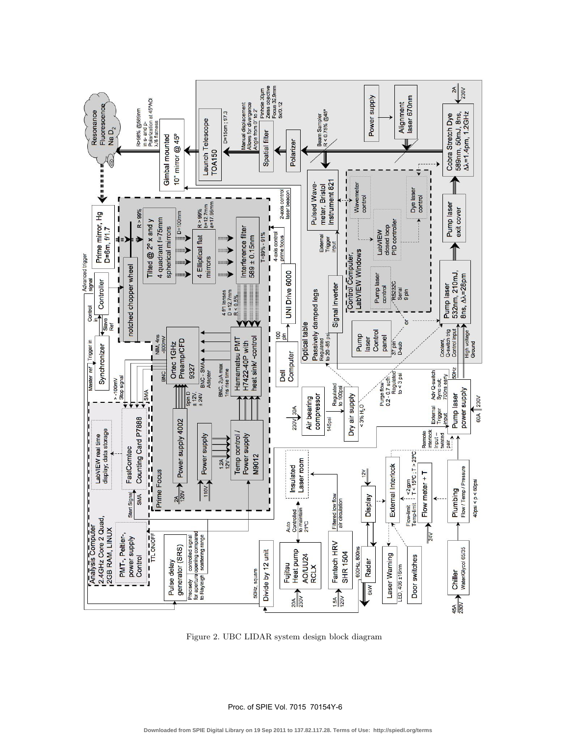Figure 2. UBC LIDAR system design block diagram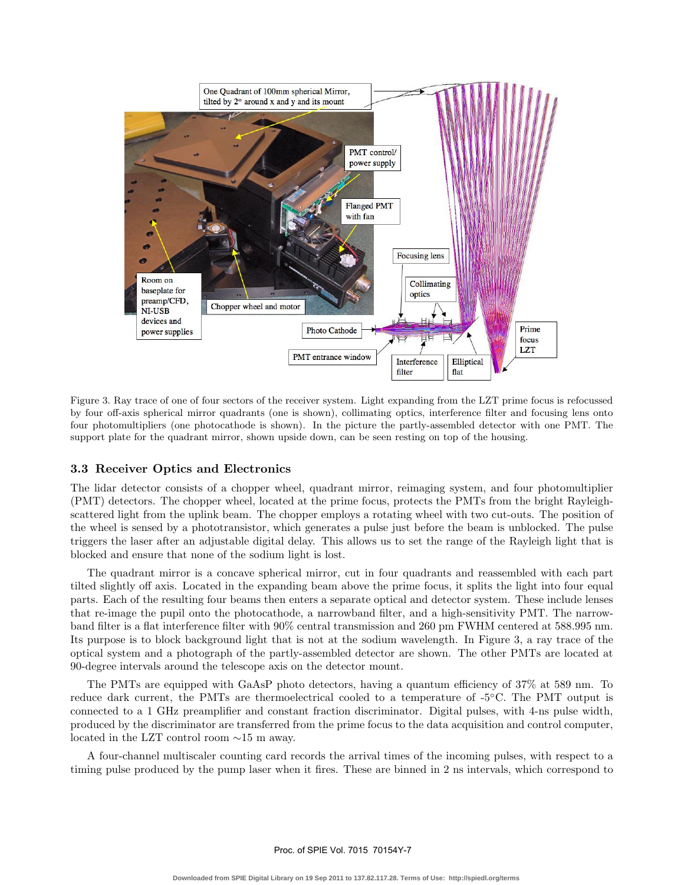Figure 3. Ray trace of one of four sectors of the receiver system. Light expanding from the LZT prime focus is refocussed by four off-axis spherical mirror quadrants (one is shown), collimating optics, interference filter and focusing lens onto four photomultipliers (one photocathode is shown). In the picture the partly-assembled detector with one PMT. The support plate for the quadrant mirror, shown upside down, can be seen resting on top of the housing.

### 3.3 Receiver Optics and Electronics

The lidar detector consists of a chopper wheel, quadrant mirror, reimaging system, and four photomultiplier (PMT) detectors. The chopper wheel, located at the prime focus, protects the PMTs from the bright Rayleigh-scattered light from the uplink beam. The chopper employs a rotating wheel with two cut-outs. The position of the wheel is sensed by a phototransistor, which generates a pulse just before the beam is unblocked. The pulse triggers the laser after an adjustable digital delay. This allows us to set the range of the Rayleigh light that is blocked and ensure that none of the sodium light is lost.

The quadrant mirror is a concave spherical mirror, cut in four quadrants and reassembled with each part tilted slightly off axis. Located in the expanding beam above the prime focus, it splits the light into four equal parts. Each of the resulting four beams then enters a separate optical and detector system. These include lenses that re-image the pupil onto the photocathode, a narrowband filter, and a high-sensitivity PMT. The narrowband filter is a flat interference filter with 90% central transmission and 260 pm FWHM centered at 588.995 nm. Its purpose is to block background light that is not at the sodium wavelength. In Figure 3, a ray trace of the optical system and a photograph of the partly-assembled detector are shown. The other PMTs are located at 90-degree intervals around the telescope axis on the detector mount.

The PMTs are equipped with GaAsP photo detectors, having a quantum efficiency of 37% at 589 nm. To reduce dark current, the PMTs are thermoelectrical cooled to a temperature of -5°C. The PMT output is connected to a 1 GHz preamplifier and constant fraction discriminator. Digital pulses, with 4-ns pulse width, produced by the discriminator are transferred from the prime focus to the data acquisition and control computer, located in the LZT control room ~15 m away.

A four-channel multiscaler counting card records the arrival times of the incoming pulses, with respect to a timing pulse produced by the pump laser when it fires. These are binned in 2 ns intervals, which correspond to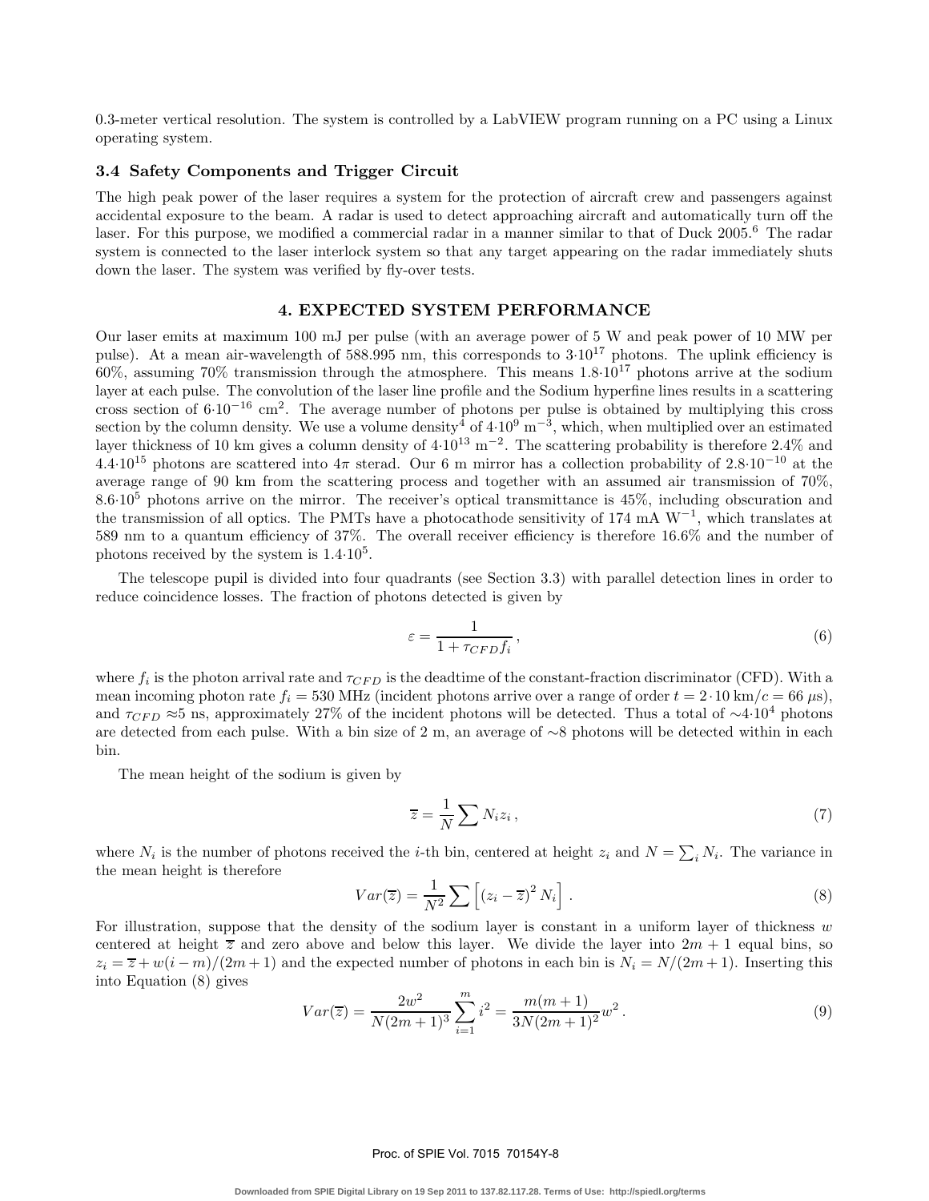0.3-meter vertical resolution. The system is controlled by a LabVIEW program running on a PC using a Linux operating system.

### 3.4 Safety Components and Trigger Circuit

The high peak power of the laser requires a system for the protection of aircraft crew and passengers against accidental exposure to the beam. A radar is used to detect approaching aircraft and automatically turn off the laser. For this purpose, we modified a commercial radar in a manner similar to that of Duck 2005.[6] The radar system is connected to the laser interlock system so that any target appearing on the radar immediately shuts down the laser. The system was verified by fly-over tests.

## 4. EXPECTED SYSTEM PERFORMANCE

Our laser emits at maximum 100 mJ per pulse (with an average power of 5 W and peak power of 10 MW per pulse). At a mean air-wavelength of 588.995 nm, this corresponds to $3{\cdot}10^{17}$ photons. The uplink efficiency is 60%, assuming 70% transmission through the atmosphere. This means $1.8{\cdot}10^{17}$ photons arrive at the sodium layer at each pulse. The convolution of the laser line profile and the Sodium hyperfine lines results in a scattering cross section of $6{\cdot}10^{-16}$ cm$^2$. The average number of photons per pulse is obtained by multiplying this cross section by the column density. We use a volume density[4] of $4{\cdot}10^9$ m$^{-3}$, which, when multiplied over an estimated layer thickness of 10 km gives a column density of $4{\cdot}10^{13}$ m$^{-2}$. The scattering probability is therefore 2.4% and $4.4{\cdot}10^{15}$ photons are scattered into $4\pi$ sterad. Our 6 m mirror has a collection probability of $2.8{\cdot}10^{-10}$ at the average range of 90 km from the scattering process and together with an assumed air transmission of 70%, $8.6{\cdot}10^5$ photons arrive on the mirror. The receiver's optical transmittance is 45%, including obscuration and the transmission of all optics. The PMTs have a photocathode sensitivity of 174 mA W$^{-1}$, which translates at 589 nm to a quantum efficiency of 37%. The overall receiver efficiency is therefore 16.6% and the number of photons received by the system is $1.4{\cdot}10^5$.

The telescope pupil is divided into four quadrants (see Section 3.3) with parallel detection lines in order to reduce coincidence losses. The fraction of photons detected is given by

$$\varepsilon = \frac{1}{1 + \tau_{CFD} f_i}\,, \tag{6}$$

where $f_i$ is the photon arrival rate and $\tau_{CFD}$ is the deadtime of the constant-fraction discriminator (CFD). With a mean incoming photon rate $f_i = 530$ MHz (incident photons arrive over a range of order $t = 2 \cdot 10$ km$/c = 66$ $\mu$s), and $\tau_{CFD} \approx 5$ ns, approximately 27% of the incident photons will be detected. Thus a total of $\sim 4{\cdot}10^4$ photons are detected from each pulse. With a bin size of 2 m, an average of $\sim 8$ photons will be detected within in each bin.

The mean height of the sodium is given by

$$\overline{z} = \frac{1}{N} \sum N_i z_i\,, \tag{7}$$

where $N_i$ is the number of photons received the $i$-th bin, centered at height $z_i$ and $N = \sum_i N_i$. The variance in the mean height is therefore

$$Var(\overline{z}) = \frac{1}{N^2} \sum \left[ (z_i - \overline{z})^2 N_i \right]\,. \tag{8}$$

For illustration, suppose that the density of the sodium layer is constant in a uniform layer of thickness $w$ centered at height $\overline{z}$ and zero above and below this layer. We divide the layer into $2m + 1$ equal bins, so $z_i = \overline{z} + w(i - m)/(2m + 1)$ and the expected number of photons in each bin is $N_i = N/(2m + 1)$. Inserting this into Equation (8) gives

$$Var(\overline{z}) = \frac{2w^2}{N(2m+1)^3} \sum_{i=1}^{m} i^2 = \frac{m(m+1)}{3N(2m+1)^2} w^2\,. \tag{9}$$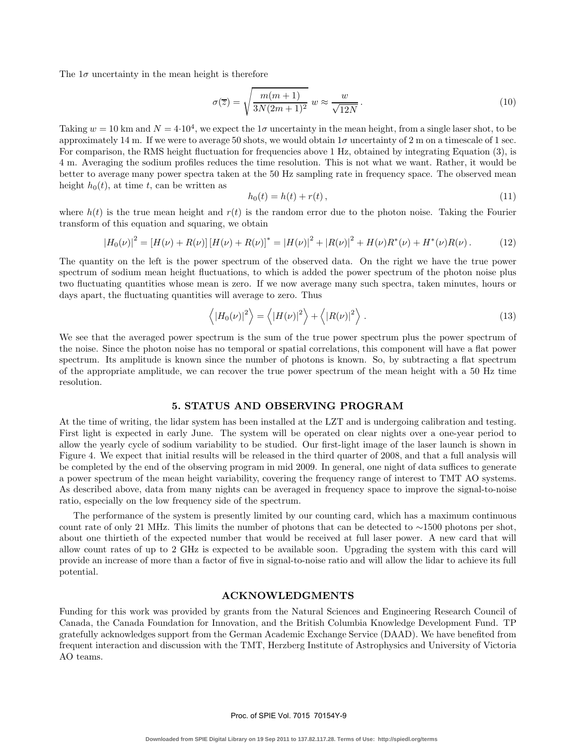The $1\sigma$ uncertainty in the mean height is therefore

$$\sigma(\overline{z}) = \sqrt{\frac{m(m+1)}{3N(2m+1)^2}}\; w \approx \frac{w}{\sqrt{12N}}\,. \tag{10}$$

Taking $w = 10$ km and $N = 4{\cdot}10^4$, we expect the $1\sigma$ uncertainty in the mean height, from a single laser shot, to be approximately 14 m. If we were to average 50 shots, we would obtain $1\sigma$ uncertainty of 2 m on a timescale of 1 sec. For comparison, the RMS height fluctuation for frequencies above 1 Hz, obtained by integrating Equation (3), is 4 m. Averaging the sodium profiles reduces the time resolution. This is not what we want. Rather, it would be better to average many power spectra taken at the 50 Hz sampling rate in frequency space. The observed mean height $h_0(t)$, at time $t$, can be written as

$$h_0(t) = h(t) + r(t)\,, \tag{11}$$

where $h(t)$ is the true mean height and $r(t)$ is the random error due to the photon noise. Taking the Fourier transform of this equation and squaring, we obtain

$$|H_0(\nu)|^2 = [H(\nu) + R(\nu)]\,[H(\nu) + R(\nu)]^* = |H(\nu)|^2 + |R(\nu)|^2 + H(\nu)R^*(\nu) + H^*(\nu)R(\nu)\,. \tag{12}$$

The quantity on the left is the power spectrum of the observed data. On the right we have the true power spectrum of sodium mean height fluctuations, to which is added the power spectrum of the photon noise plus two fluctuating quantities whose mean is zero. If we now average many such spectra, taken minutes, hours or days apart, the fluctuating quantities will average to zero. Thus

$$\left\langle |H_0(\nu)|^2 \right\rangle = \left\langle |H(\nu)|^2 \right\rangle + \left\langle |R(\nu)|^2 \right\rangle\,. \tag{13}$$

We see that the averaged power spectrum is the sum of the true power spectrum plus the power spectrum of the noise. Since the photon noise has no temporal or spatial correlations, this component will have a flat power spectrum. Its amplitude is known since the number of photons is known. So, by subtracting a flat spectrum of the appropriate amplitude, we can recover the true power spectrum of the mean height with a 50 Hz time resolution.

## 5. STATUS AND OBSERVING PROGRAM

At the time of writing, the lidar system has been installed at the LZT and is undergoing calibration and testing. First light is expected in early June. The system will be operated on clear nights over a one-year period to allow the yearly cycle of sodium variability to be studied. Our first-light image of the laser launch is shown in Figure 4. We expect that initial results will be released in the third quarter of 2008, and that a full analysis will be completed by the end of the observing program in mid 2009. In general, one night of data suffices to generate a power spectrum of the mean height variability, covering the frequency range of interest to TMT AO systems. As described above, data from many nights can be averaged in frequency space to improve the signal-to-noise ratio, especially on the low frequency side of the spectrum.

The performance of the system is presently limited by our counting card, which has a maximum continuous count rate of only 21 MHz. This limits the number of photons that can be detected to ∼1500 photons per shot, about one thirtieth of the expected number that would be received at full laser power. A new card that will allow count rates of up to 2 GHz is expected to be available soon. Upgrading the system with this card will provide an increase of more than a factor of five in signal-to-noise ratio and will allow the lidar to achieve its full potential.

## ACKNOWLEDGMENTS

Funding for this work was provided by grants from the Natural Sciences and Engineering Research Council of Canada, the Canada Foundation for Innovation, and the British Columbia Knowledge Development Fund. TP gratefully acknowledges support from the German Academic Exchange Service (DAAD). We have benefited from frequent interaction and discussion with the TMT, Herzberg Institute of Astrophysics and University of Victoria AO teams.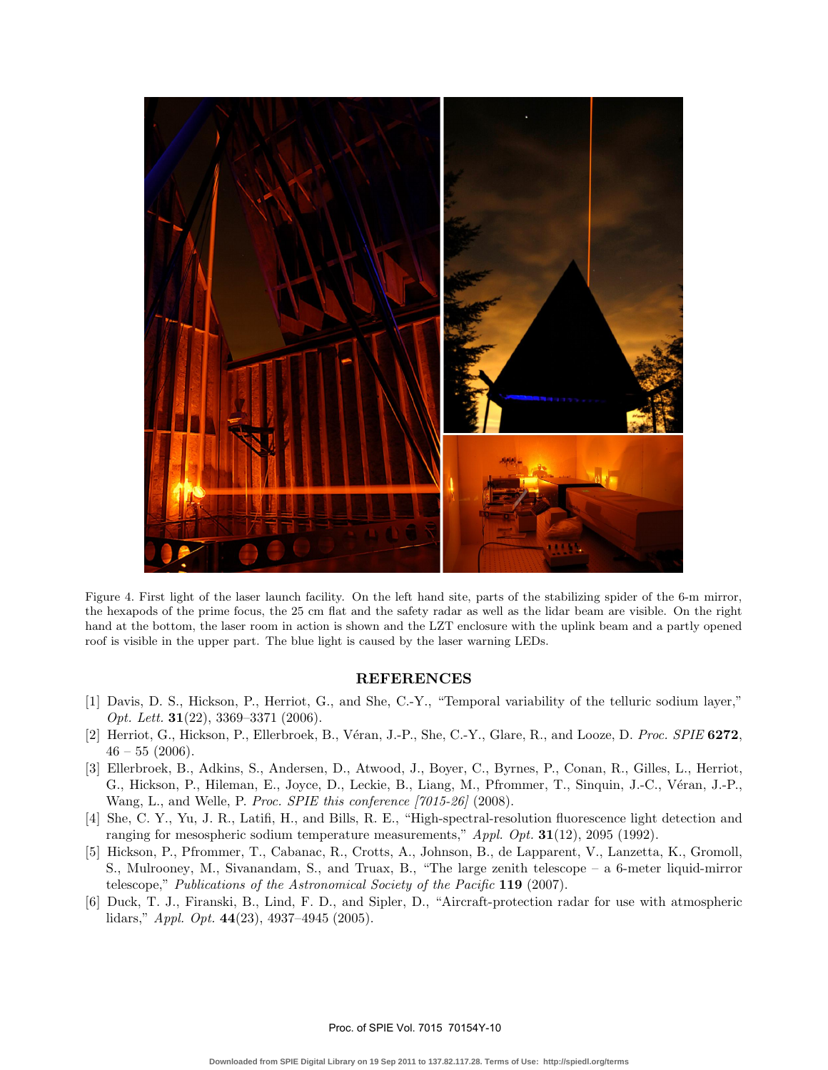Figure 4. First light of the laser launch facility. On the left hand site, parts of the stabilizing spider of the 6-m mirror, the hexapods of the prime focus, the 25 cm flat and the safety radar as well as the lidar beam are visible. On the right hand at the bottom, the laser room in action is shown and the LZT enclosure with the uplink beam and a partly opened roof is visible in the upper part. The blue light is caused by the laser warning LEDs.

## REFERENCES

[1] Davis, D. S., Hickson, P., Herriot, G., and She, C.-Y., "Temporal variability of the telluric sodium layer," *Opt. Lett.* **31**(22), 3369–3371 (2006).

[2] Herriot, G., Hickson, P., Ellerbroek, B., Véran, J.-P., She, C.-Y., Glare, R., and Looze, D. *Proc. SPIE* **6272**, 46 – 55 (2006).

[3] Ellerbroek, B., Adkins, S., Andersen, D., Atwood, J., Boyer, C., Byrnes, P., Conan, R., Gilles, L., Herriot, G., Hickson, P., Hileman, E., Joyce, D., Leckie, B., Liang, M., Pfrommer, T., Sinquin, J.-C., Véran, J.-P., Wang, L., and Welle, P. *Proc. SPIE this conference [7015-26]* (2008).

[4] She, C. Y., Yu, J. R., Latifi, H., and Bills, R. E., "High-spectral-resolution fluorescence light detection and ranging for mesospheric sodium temperature measurements," *Appl. Opt.* **31**(12), 2095 (1992).

[5] Hickson, P., Pfrommer, T., Cabanac, R., Crotts, A., Johnson, B., de Lapparent, V., Lanzetta, K., Gromoll, S., Mulrooney, M., Sivanandam, S., and Truax, B., "The large zenith telescope – a 6-meter liquid-mirror telescope," *Publications of the Astronomical Society of the Pacific* **119** (2007).

[6] Duck, T. J., Firanski, B., Lind, F. D., and Sipler, D., "Aircraft-protection radar for use with atmospheric lidars," *Appl. Opt.* **44**(23), 4937–4945 (2005).